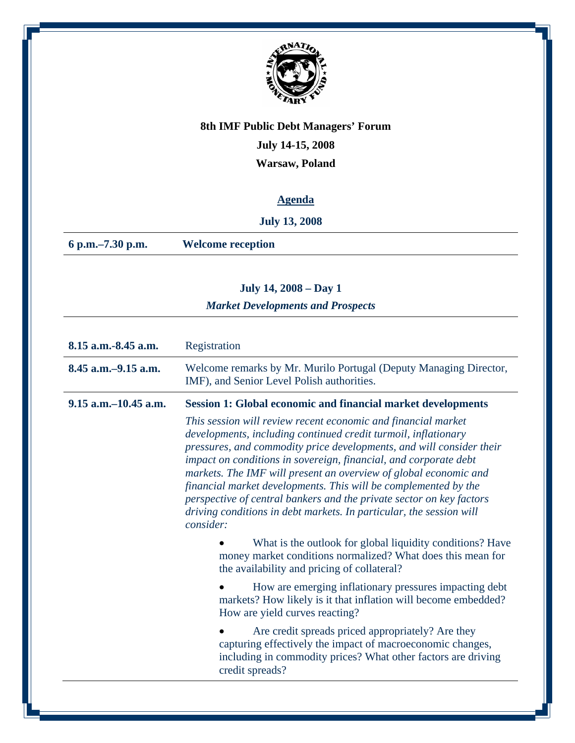# 8th IMF Public Debt Managers' Forum

**July 14-15, 2008**

**Warsaw, Poland**

## Agenda

**July 13, 2008**

| | |
|---|---|
| **6 p.m.–7.30 p.m.** | **Welcome reception** |

**July 14, 2008 – Day 1**

***Market Developments and Prospects***

| | |
|---|---|
| **8.15 a.m.-8.45 a.m.** | Registration |
| **8.45 a.m.–9.15 a.m.** | Welcome remarks by Mr. Murilo Portugal (Deputy Managing Director, IMF), and Senior Level Polish authorities. |
| **9.15 a.m.–10.45 a.m.** | **Session 1: Global economic and financial market developments** |

*This session will review recent economic and financial market developments, including continued credit turmoil, inflationary pressures, and commodity price developments, and will consider their impact on conditions in sovereign, financial, and corporate debt markets. The IMF will present an overview of global economic and financial market developments. This will be complemented by the perspective of central bankers and the private sector on key factors driving conditions in debt markets. In particular, the session will consider:*

- What is the outlook for global liquidity conditions? Have money market conditions normalized? What does this mean for the availability and pricing of collateral?
- How are emerging inflationary pressures impacting debt markets? How likely is it that inflation will become embedded? How are yield curves reacting?
- Are credit spreads priced appropriately? Are they capturing effectively the impact of macroeconomic changes, including in commodity prices? What other factors are driving credit spreads?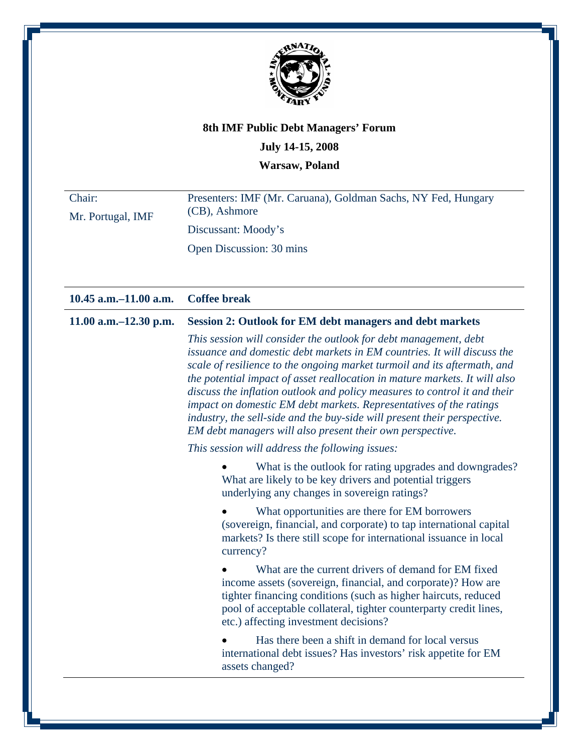**8th IMF Public Debt Managers' Forum**

**July 14-15, 2008**

**Warsaw, Poland**

| | |
|---|---|
| Chair:<br>Mr. Portugal, IMF | Presenters: IMF (Mr. Caruana), Goldman Sachs, NY Fed, Hungary (CB), Ashmore<br>Discussant: Moody's<br>Open Discussion: 30 mins |
| **10.45 a.m.–11.00 a.m.** | **Coffee break** |
| **11.00 a.m.–12.30 p.m.** | **Session 2: Outlook for EM debt managers and debt markets** |

*This session will consider the outlook for debt management, debt issuance and domestic debt markets in EM countries. It will discuss the scale of resilience to the ongoing market turmoil and its aftermath, and the potential impact of asset reallocation in mature markets. It will also discuss the inflation outlook and policy measures to control it and their impact on domestic EM debt markets. Representatives of the ratings industry, the sell-side and the buy-side will present their perspective. EM debt managers will also present their own perspective.*

*This session will address the following issues:*

- What is the outlook for rating upgrades and downgrades? What are likely to be key drivers and potential triggers underlying any changes in sovereign ratings?
- What opportunities are there for EM borrowers (sovereign, financial, and corporate) to tap international capital markets? Is there still scope for international issuance in local currency?
- What are the current drivers of demand for EM fixed income assets (sovereign, financial, and corporate)? How are tighter financing conditions (such as higher haircuts, reduced pool of acceptable collateral, tighter counterparty credit lines, etc.) affecting investment decisions?
- Has there been a shift in demand for local versus international debt issues? Has investors' risk appetite for EM assets changed?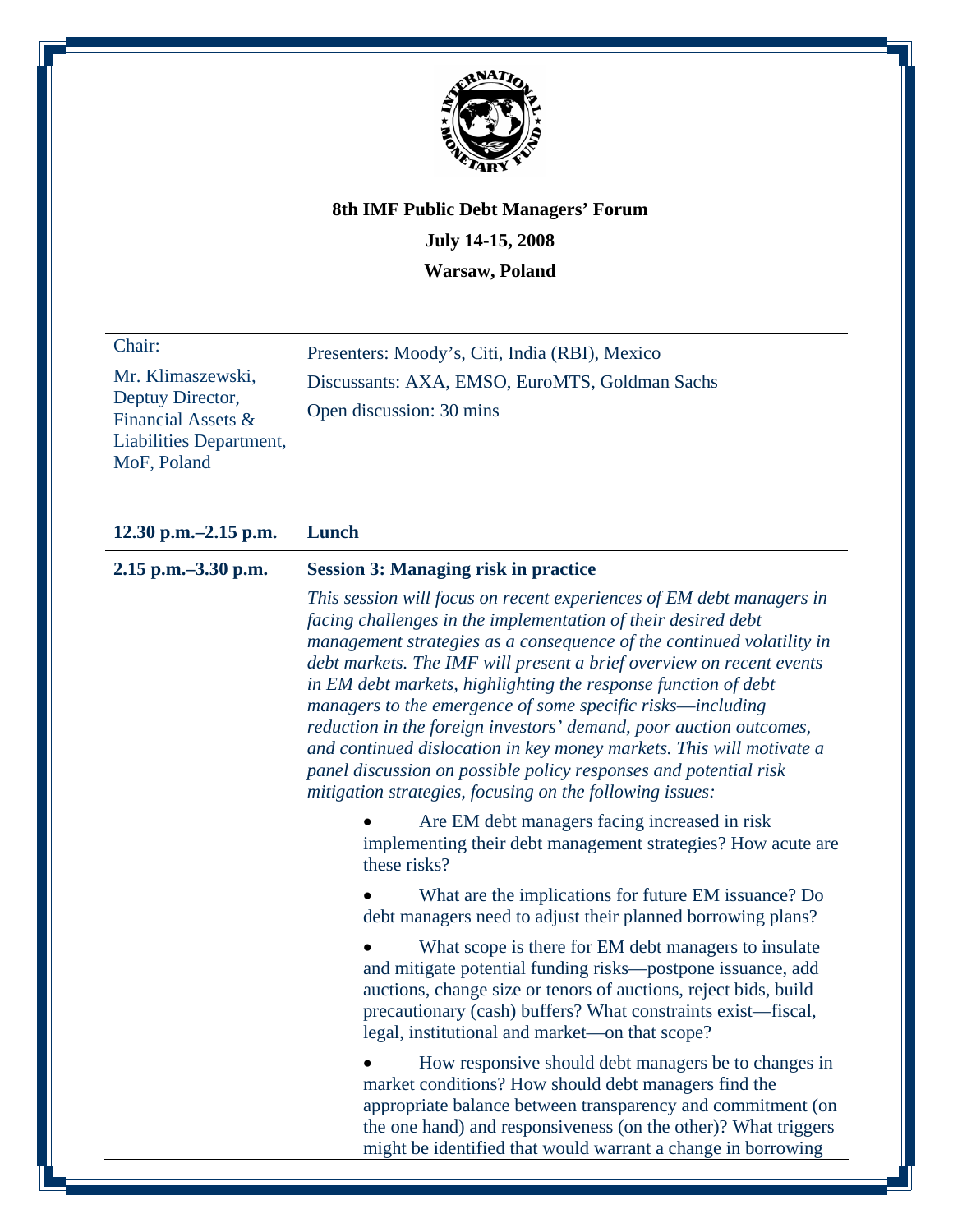**8th IMF Public Debt Managers' Forum**

**July 14-15, 2008**

**Warsaw, Poland**

| Chair: | |
|---|---|
| Mr. Klimaszewski, Deptuy Director, Financial Assets & Liabilities Department, MoF, Poland | Presenters: Moody's, Citi, India (RBI), Mexico<br>Discussants: AXA, EMSO, EuroMTS, Goldman Sachs<br>Open discussion: 30 mins |
| **12.30 p.m.–2.15 p.m.** | **Lunch** |
| **2.15 p.m.–3.30 p.m.** | **Session 3: Managing risk in practice** |

*This session will focus on recent experiences of EM debt managers in facing challenges in the implementation of their desired debt management strategies as a consequence of the continued volatility in debt markets. The IMF will present a brief overview on recent events in EM debt markets, highlighting the response function of debt managers to the emergence of some specific risks—including reduction in the foreign investors' demand, poor auction outcomes, and continued dislocation in key money markets. This will motivate a panel discussion on possible policy responses and potential risk mitigation strategies, focusing on the following issues:*

- Are EM debt managers facing increased in risk implementing their debt management strategies? How acute are these risks?
- What are the implications for future EM issuance? Do debt managers need to adjust their planned borrowing plans?
- What scope is there for EM debt managers to insulate and mitigate potential funding risks—postpone issuance, add auctions, change size or tenors of auctions, reject bids, build precautionary (cash) buffers? What constraints exist—fiscal, legal, institutional and market—on that scope?
- How responsive should debt managers be to changes in market conditions? How should debt managers find the appropriate balance between transparency and commitment (on the one hand) and responsiveness (on the other)? What triggers might be identified that would warrant a change in borrowing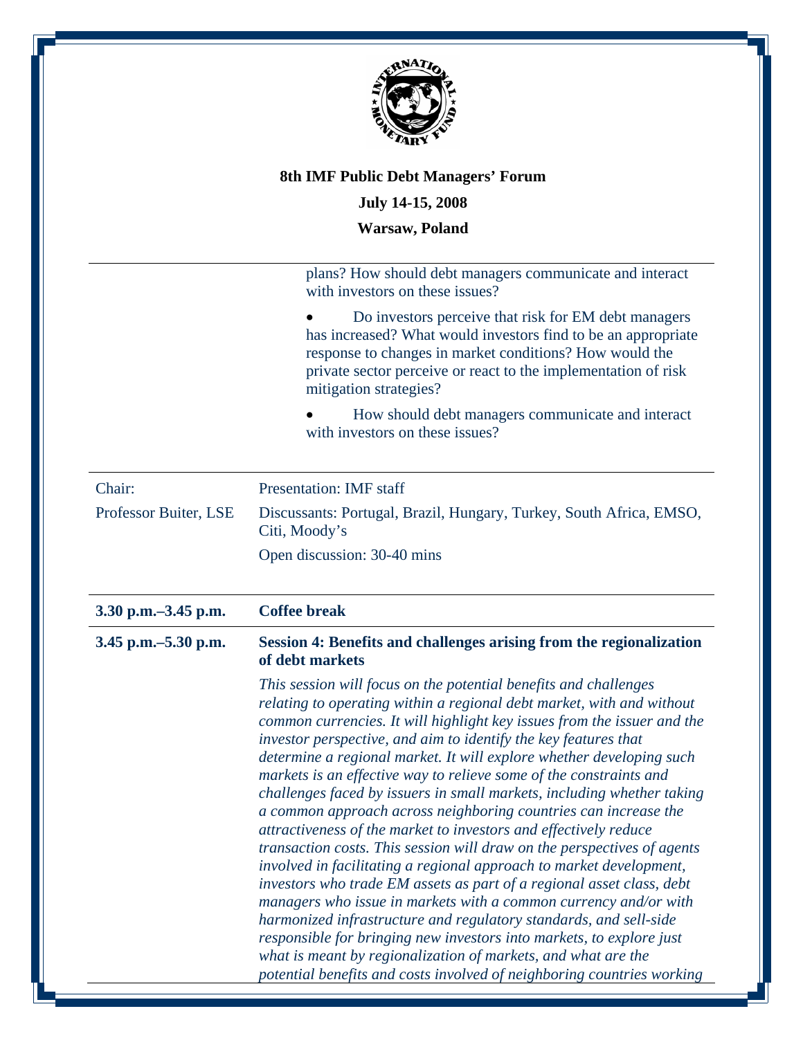**8th IMF Public Debt Managers' Forum**

**July 14-15, 2008**

**Warsaw, Poland**

| | |
|---|---|
| | plans? How should debt managers communicate and interact with investors on these issues?<br><br>• Do investors perceive that risk for EM debt managers has increased? What would investors find to be an appropriate response to changes in market conditions? How would the private sector perceive or react to the implementation of risk mitigation strategies?<br><br>• How should debt managers communicate and interact with investors on these issues? |
| Chair:<br><br>Professor Buiter, LSE | Presentation: IMF staff<br><br>Discussants: Portugal, Brazil, Hungary, Turkey, South Africa, EMSO, Citi, Moody's<br><br>Open discussion: 30-40 mins |
| **3.30 p.m.–3.45 p.m.** | **Coffee break** |
| **3.45 p.m.–5.30 p.m.** | **Session 4: Benefits and challenges arising from the regionalization of debt markets**<br><br>*This session will focus on the potential benefits and challenges relating to operating within a regional debt market, with and without common currencies. It will highlight key issues from the issuer and the investor perspective, and aim to identify the key features that determine a regional market. It will explore whether developing such markets is an effective way to relieve some of the constraints and challenges faced by issuers in small markets, including whether taking a common approach across neighboring countries can increase the attractiveness of the market to investors and effectively reduce transaction costs. This session will draw on the perspectives of agents involved in facilitating a regional approach to market development, investors who trade EM assets as part of a regional asset class, debt managers who issue in markets with a common currency and/or with harmonized infrastructure and regulatory standards, and sell-side responsible for bringing new investors into markets, to explore just what is meant by regionalization of markets, and what are the potential benefits and costs involved of neighboring countries working* |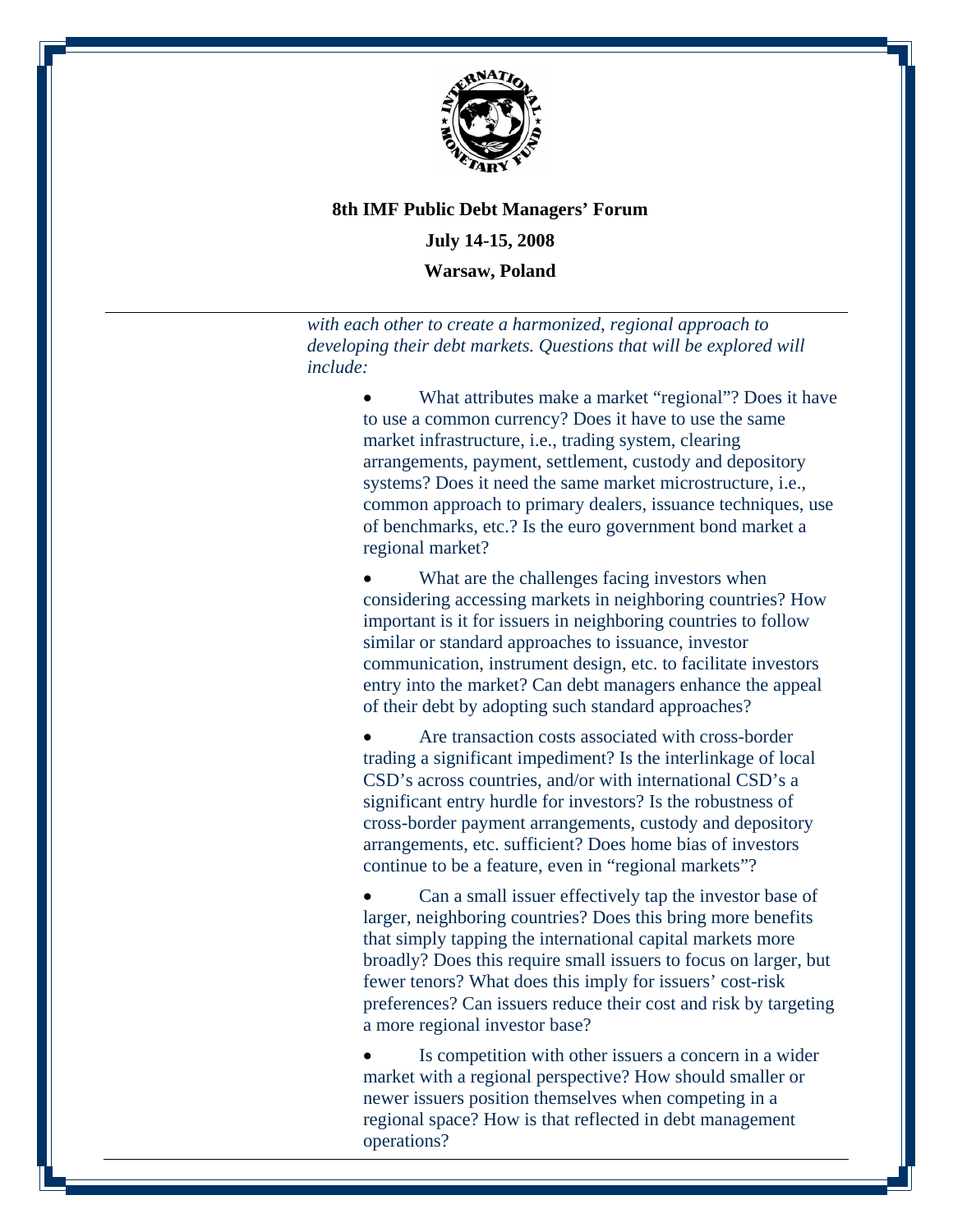*with each other to create a harmonized, regional approach to developing their debt markets. Questions that will be explored will include:*

- What attributes make a market "regional"? Does it have to use a common currency? Does it have to use the same market infrastructure, i.e., trading system, clearing arrangements, payment, settlement, custody and depository systems? Does it need the same market microstructure, i.e., common approach to primary dealers, issuance techniques, use of benchmarks, etc.? Is the euro government bond market a regional market?

- What are the challenges facing investors when considering accessing markets in neighboring countries? How important is it for issuers in neighboring countries to follow similar or standard approaches to issuance, investor communication, instrument design, etc. to facilitate investors entry into the market? Can debt managers enhance the appeal of their debt by adopting such standard approaches?

- Are transaction costs associated with cross-border trading a significant impediment? Is the interlinkage of local CSD's across countries, and/or with international CSD's a significant entry hurdle for investors? Is the robustness of cross-border payment arrangements, custody and depository arrangements, etc. sufficient? Does home bias of investors continue to be a feature, even in "regional markets"?

- Can a small issuer effectively tap the investor base of larger, neighboring countries? Does this bring more benefits that simply tapping the international capital markets more broadly? Does this require small issuers to focus on larger, but fewer tenors? What does this imply for issuers' cost-risk preferences? Can issuers reduce their cost and risk by targeting a more regional investor base?

- Is competition with other issuers a concern in a wider market with a regional perspective? How should smaller or newer issuers position themselves when competing in a regional space? How is that reflected in debt management operations?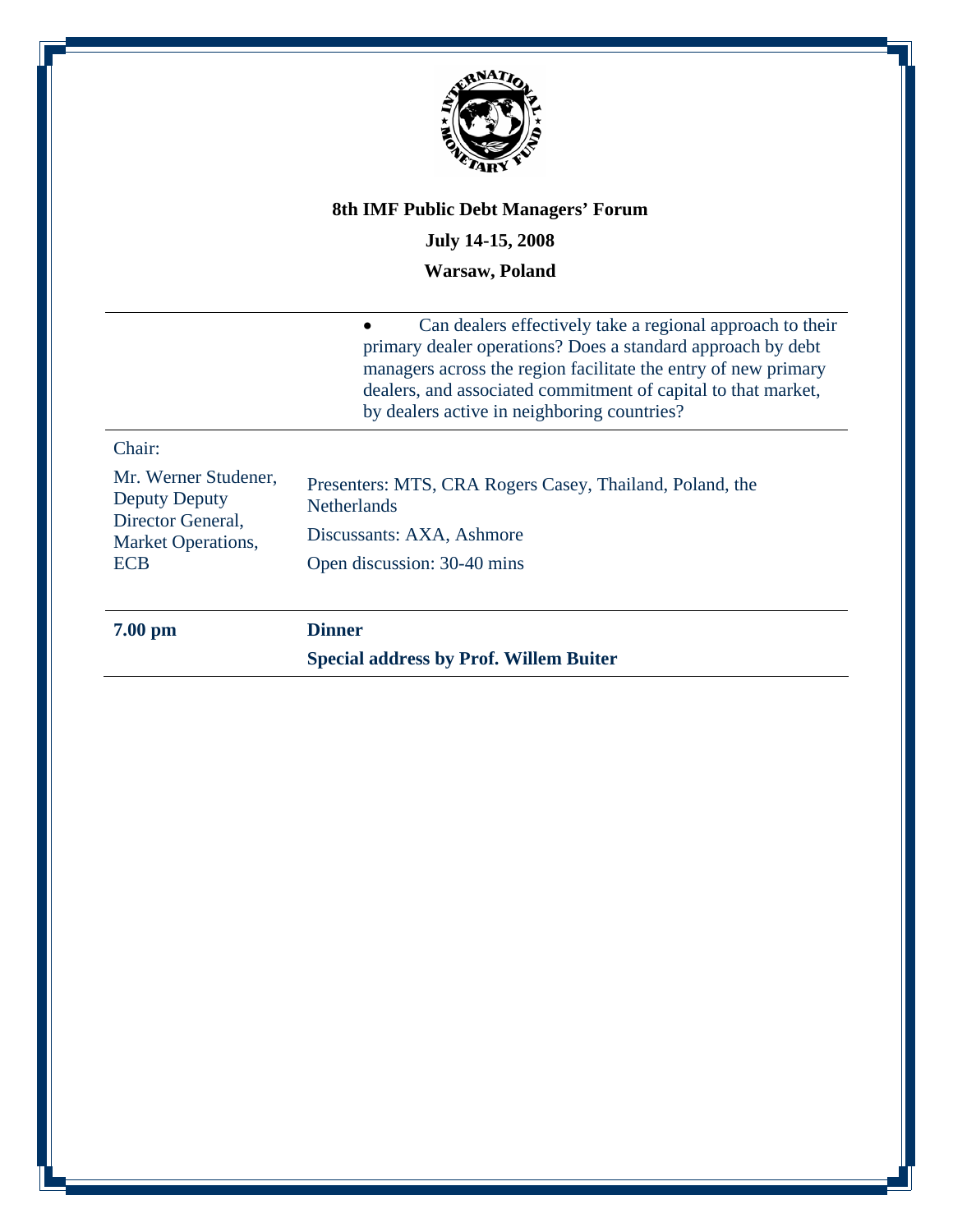**8th IMF Public Debt Managers' Forum**

**July 14-15, 2008**

**Warsaw, Poland**

| | |
|---|---|
| | • Can dealers effectively take a regional approach to their primary dealer operations? Does a standard approach by debt managers across the region facilitate the entry of new primary dealers, and associated commitment of capital to that market, by dealers active in neighboring countries? |
| Chair:<br><br>Mr. Werner Studener, Deputy Deputy Director General, Market Operations, ECB | Presenters: MTS, CRA Rogers Casey, Thailand, Poland, the Netherlands<br><br>Discussants: AXA, Ashmore<br><br>Open discussion: 30-40 mins |
| **7.00 pm** | **Dinner**<br><br>**Special address by Prof. Willem Buiter** |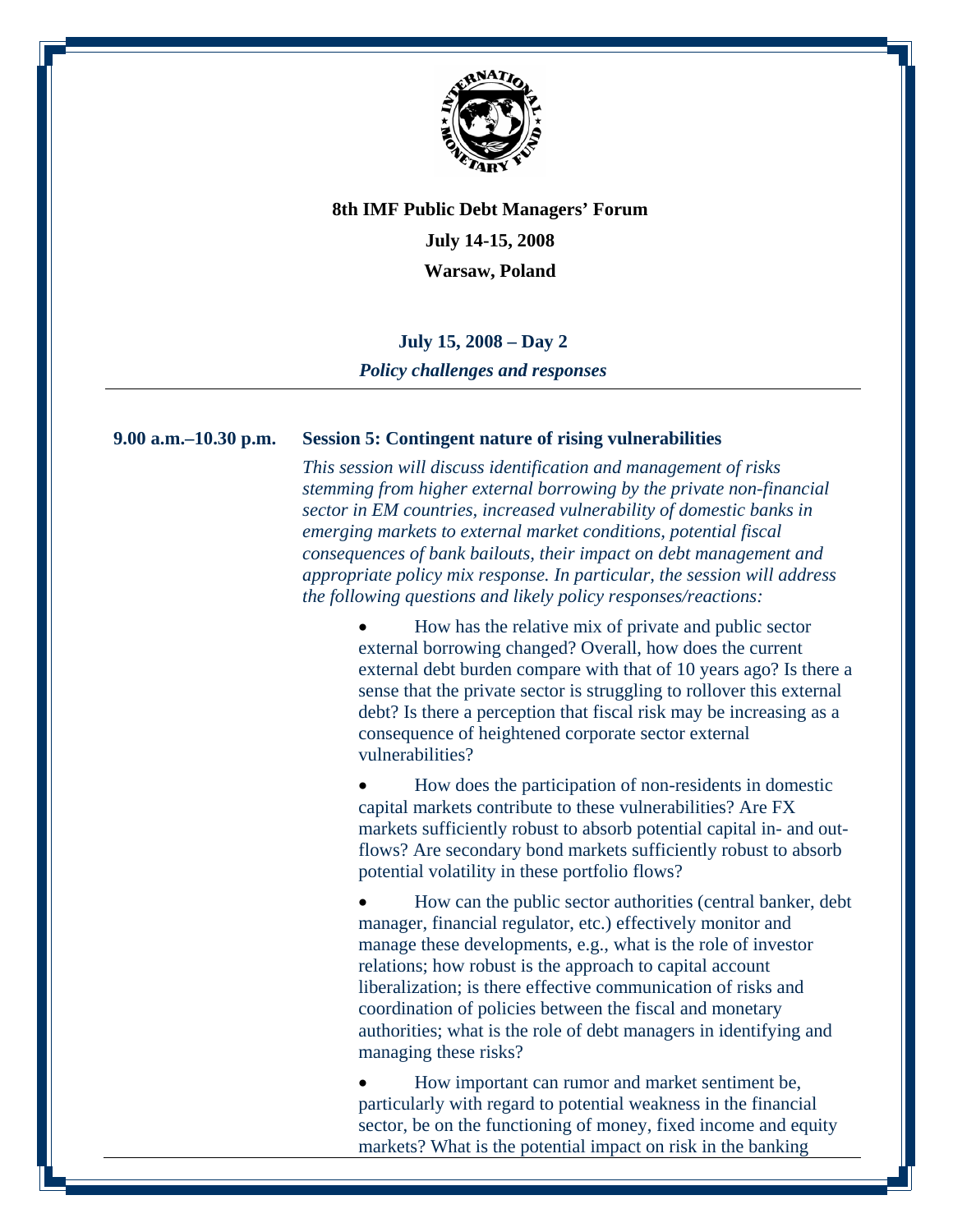**8th IMF Public Debt Managers' Forum**

**July 14-15, 2008**

**Warsaw, Poland**

**July 15, 2008 – Day 2**

***Policy challenges and responses***

---

**9.00 a.m.–10.30 p.m.** **Session 5: Contingent nature of rising vulnerabilities**

*This session will discuss identification and management of risks stemming from higher external borrowing by the private non-financial sector in EM countries, increased vulnerability of domestic banks in emerging markets to external market conditions, potential fiscal consequences of bank bailouts, their impact on debt management and appropriate policy mix response. In particular, the session will address the following questions and likely policy responses/reactions:*

- How has the relative mix of private and public sector external borrowing changed? Overall, how does the current external debt burden compare with that of 10 years ago? Is there a sense that the private sector is struggling to rollover this external debt? Is there a perception that fiscal risk may be increasing as a consequence of heightened corporate sector external vulnerabilities?

- How does the participation of non-residents in domestic capital markets contribute to these vulnerabilities? Are FX markets sufficiently robust to absorb potential capital in- and out-flows? Are secondary bond markets sufficiently robust to absorb potential volatility in these portfolio flows?

- How can the public sector authorities (central banker, debt manager, financial regulator, etc.) effectively monitor and manage these developments, e.g., what is the role of investor relations; how robust is the approach to capital account liberalization; is there effective communication of risks and coordination of policies between the fiscal and monetary authorities; what is the role of debt managers in identifying and managing these risks?

- How important can rumor and market sentiment be, particularly with regard to potential weakness in the financial sector, be on the functioning of money, fixed income and equity markets? What is the potential impact on risk in the banking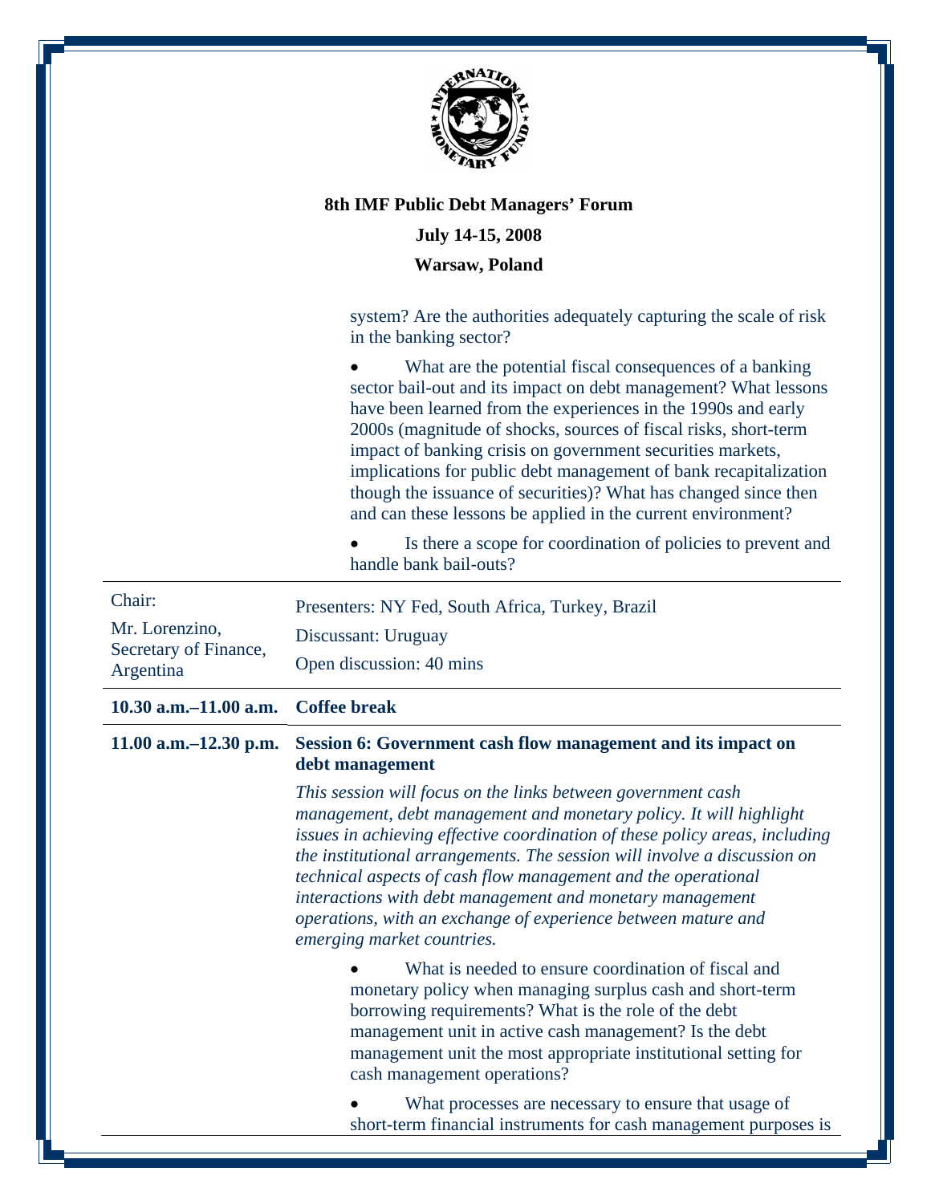**8th IMF Public Debt Managers' Forum**

**July 14-15, 2008**

**Warsaw, Poland**

system? Are the authorities adequately capturing the scale of risk in the banking sector?

- What are the potential fiscal consequences of a banking sector bail-out and its impact on debt management? What lessons have been learned from the experiences in the 1990s and early 2000s (magnitude of shocks, sources of fiscal risks, short-term impact of banking crisis on government securities markets, implications for public debt management of bank recapitalization though the issuance of securities)? What has changed since then and can these lessons be applied in the current environment?
- Is there a scope for coordination of policies to prevent and handle bank bail-outs?

| | |
|---|---|
| Chair: Mr. Lorenzino, Secretary of Finance, Argentina | Presenters: NY Fed, South Africa, Turkey, Brazil<br>Discussant: Uruguay<br>Open discussion: 40 mins |
| **10.30 a.m.–11.00 a.m.** | **Coffee break** |
| **11.00 a.m.–12.30 p.m.** | **Session 6: Government cash flow management and its impact on debt management** |

*This session will focus on the links between government cash management, debt management and monetary policy. It will highlight issues in achieving effective coordination of these policy areas, including the institutional arrangements. The session will involve a discussion on technical aspects of cash flow management and the operational interactions with debt management and monetary management operations, with an exchange of experience between mature and emerging market countries.*

- What is needed to ensure coordination of fiscal and monetary policy when managing surplus cash and short-term borrowing requirements? What is the role of the debt management unit in active cash management? Is the debt management unit the most appropriate institutional setting for cash management operations?
- What processes are necessary to ensure that usage of short-term financial instruments for cash management purposes is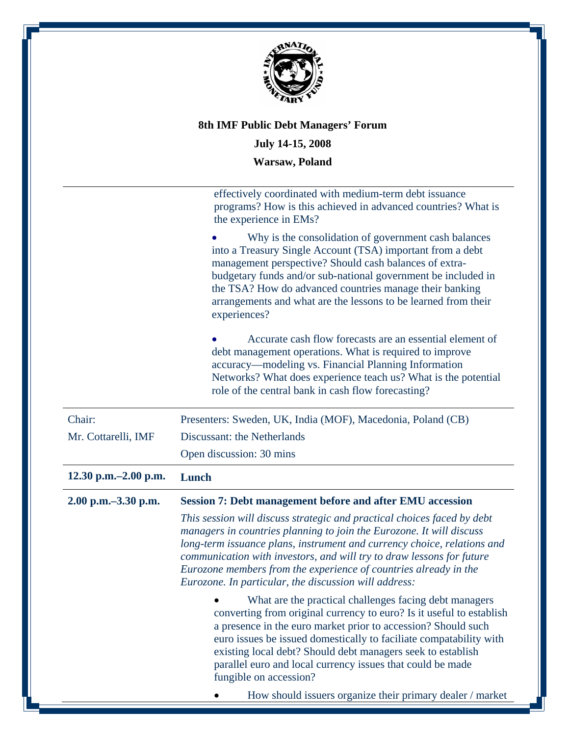**8th IMF Public Debt Managers' Forum**

**July 14-15, 2008**

**Warsaw, Poland**

effectively coordinated with medium-term debt issuance programs? How is this achieved in advanced countries? What is the experience in EMs?

- Why is the consolidation of government cash balances into a Treasury Single Account (TSA) important from a debt management perspective? Should cash balances of extra-budgetary funds and/or sub-national government be included in the TSA? How do advanced countries manage their banking arrangements and what are the lessons to be learned from their experiences?

- Accurate cash flow forecasts are an essential element of debt management operations. What is required to improve accuracy—modeling vs. Financial Planning Information Networks? What does experience teach us? What is the potential role of the central bank in cash flow forecasting?

| | |
|---|---|
| Chair: | Presenters: Sweden, UK, India (MOF), Macedonia, Poland (CB) |
| Mr. Cottarelli, IMF | Discussant: the Netherlands |
| | Open discussion: 30 mins |
| **12.30 p.m.–2.00 p.m.** | **Lunch** |
| **2.00 p.m.–3.30 p.m.** | **Session 7: Debt management before and after EMU accession** |

*This session will discuss strategic and practical choices faced by debt managers in countries planning to join the Eurozone. It will discuss long-term issuance plans, instrument and currency choice, relations and communication with investors, and will try to draw lessons for future Eurozone members from the experience of countries already in the Eurozone. In particular, the discussion will address:*

- What are the practical challenges facing debt managers converting from original currency to euro? Is it useful to establish a presence in the euro market prior to accession? Should such euro issues be issued domestically to faciliate compatability with existing local debt? Should debt managers seek to establish parallel euro and local currency issues that could be made fungible on accession?

- How should issuers organize their primary dealer / market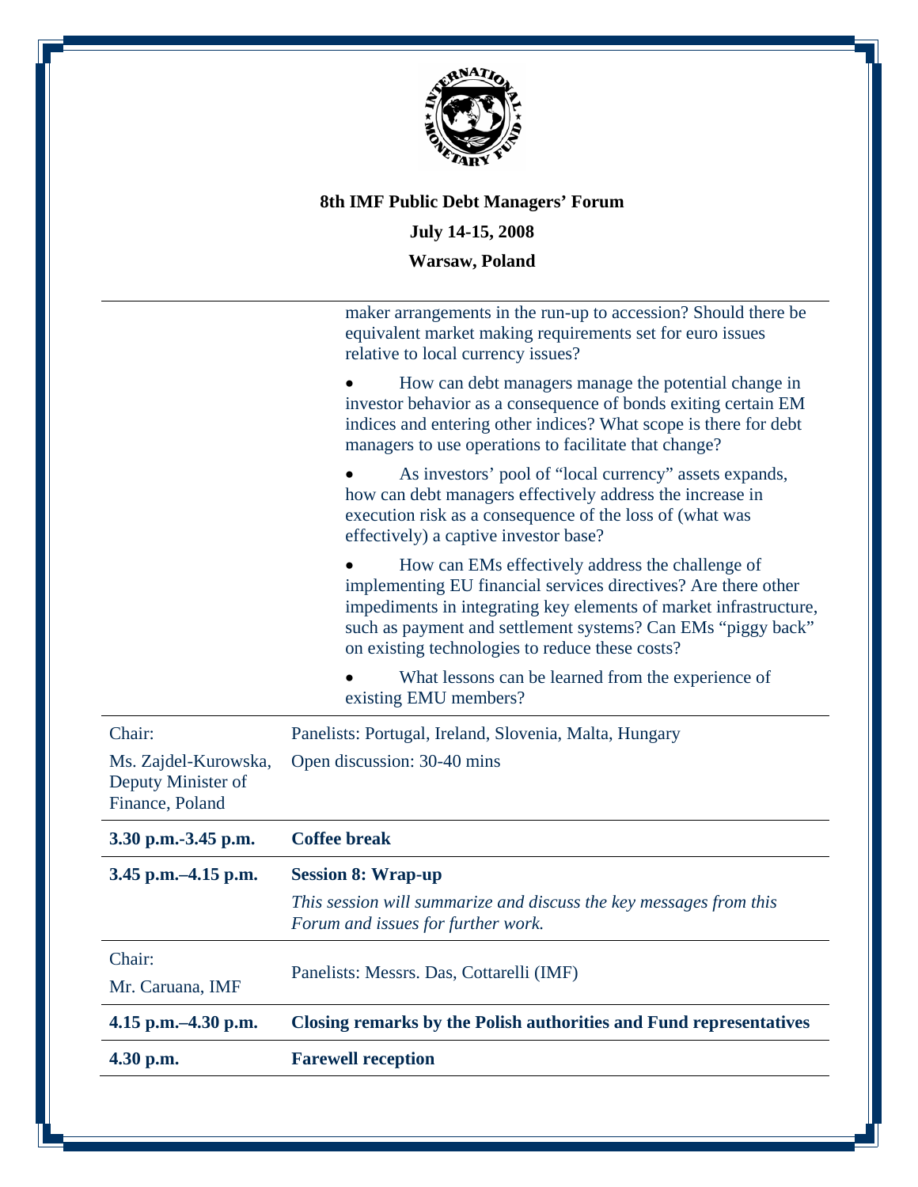**8th IMF Public Debt Managers' Forum**

**July 14-15, 2008**

**Warsaw, Poland**

| | |
|---|---|
| | maker arrangements in the run-up to accession? Should there be equivalent market making requirements set for euro issues relative to local currency issues?<br><br>• How can debt managers manage the potential change in investor behavior as a consequence of bonds exiting certain EM indices and entering other indices? What scope is there for debt managers to use operations to facilitate that change?<br><br>• As investors' pool of "local currency" assets expands, how can debt managers effectively address the increase in execution risk as a consequence of the loss of (what was effectively) a captive investor base?<br><br>• How can EMs effectively address the challenge of implementing EU financial services directives? Are there other impediments in integrating key elements of market infrastructure, such as payment and settlement systems? Can EMs "piggy back" on existing technologies to reduce these costs?<br><br>• What lessons can be learned from the experience of existing EMU members? |
| Chair:<br>Ms. Zajdel-Kurowska, Deputy Minister of Finance, Poland | Panelists: Portugal, Ireland, Slovenia, Malta, Hungary<br>Open discussion: 30-40 mins |
| **3.30 p.m.-3.45 p.m.** | **Coffee break** |
| **3.45 p.m.–4.15 p.m.** | **Session 8: Wrap-up**<br>*This session will summarize and discuss the key messages from this Forum and issues for further work.* |
| Chair:<br>Mr. Caruana, IMF | Panelists: Messrs. Das, Cottarelli (IMF) |
| **4.15 p.m.–4.30 p.m.** | **Closing remarks by the Polish authorities and Fund representatives** |
| **4.30 p.m.** | **Farewell reception** |